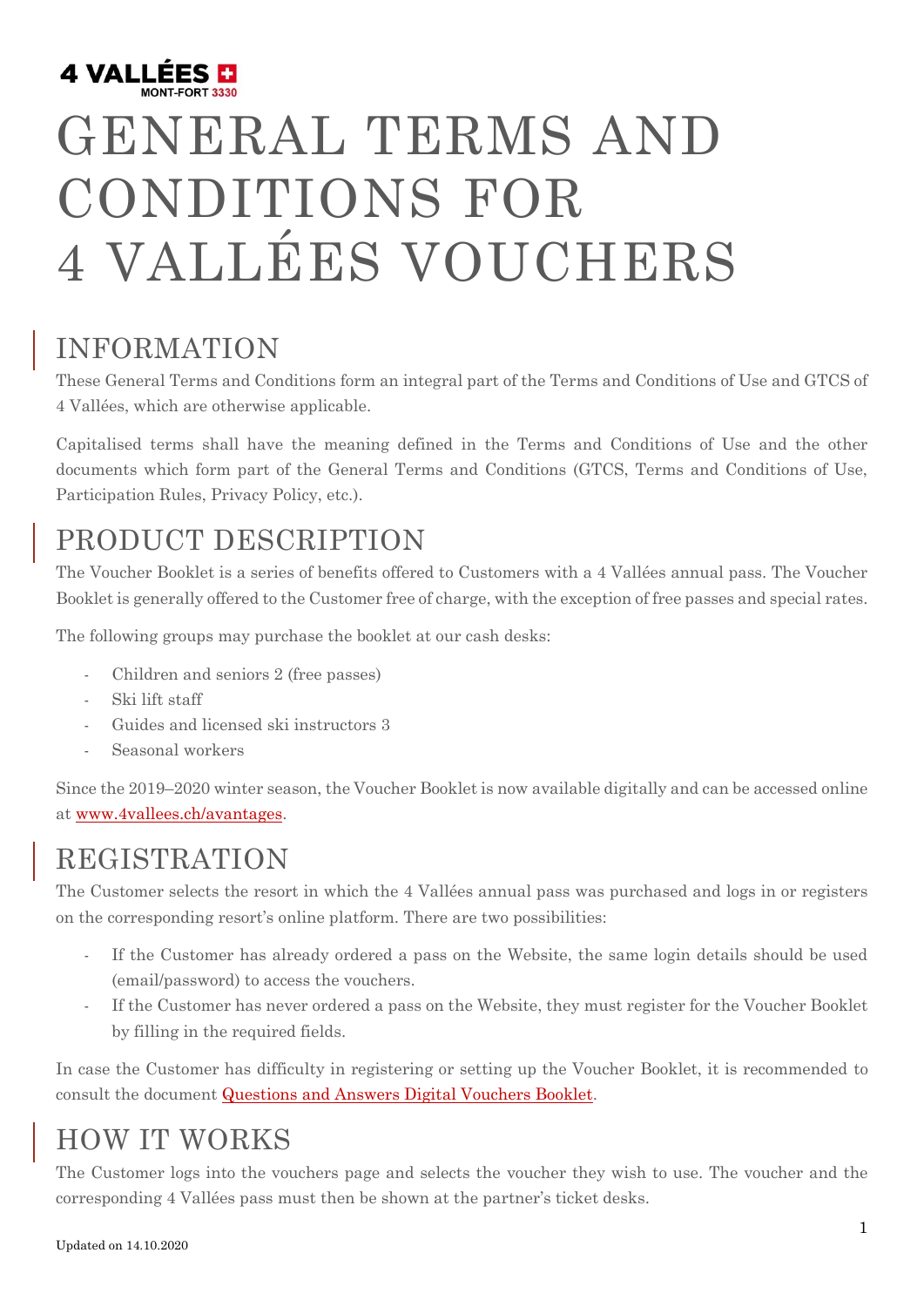# GENERAL TERMS AND CONDITIONS FOR 4 VALLÉES VOUCHERS

## INFORMATION

These General Terms and Conditions form an integral part of the Terms and Conditions of Use and GTCS of 4 Vallées, which are otherwise applicable.

Capitalised terms shall have the meaning defined in the Terms and Conditions of Use and the other documents which form part of the General Terms and Conditions (GTCS, Terms and Conditions of Use, Participation Rules, Privacy Policy, etc.).

## PRODUCT DESCRIPTION

The Voucher Booklet is a series of benefits offered to Customers with a 4 Vallées annual pass. The Voucher Booklet is generally offered to the Customer free of charge, with the exception of free passes and special rates.

The following groups may purchase the booklet at our cash desks:

- Children and seniors 2 (free passes)
- Ski lift staff
- Guides and licensed ski instructors 3
- Seasonal workers

Since the 2019–2020 winter season, the Voucher Booklet is now available digitally and can be accessed online at [www.4vallees.ch/avantages](www.4vallees.ch/avantages).

## REGISTRATION

The Customer selects the resort in which the 4 Vallées annual pass was purchased and logs in or registers on the corresponding resort's online platform. There are two possibilities:

- If the Customer has already ordered a pass on the Website, the same login details should be used (email/password) to access the vouchers.
- If the Customer has never ordered a pass on the Website, they must register for the Voucher Booklet by filling in the required fields.

In case the Customer has difficulty in registering or setting up the Voucher Booklet, it is recommended to consult the document Questions and Answers Digital Vouchers Booklet.

## HOW IT WORKS

The Customer logs into the vouchers page and selects the voucher they wish to use. The voucher and the corresponding 4 Vallées pass must then be shown at the partner's ticket desks.

Updated on 14.10.2020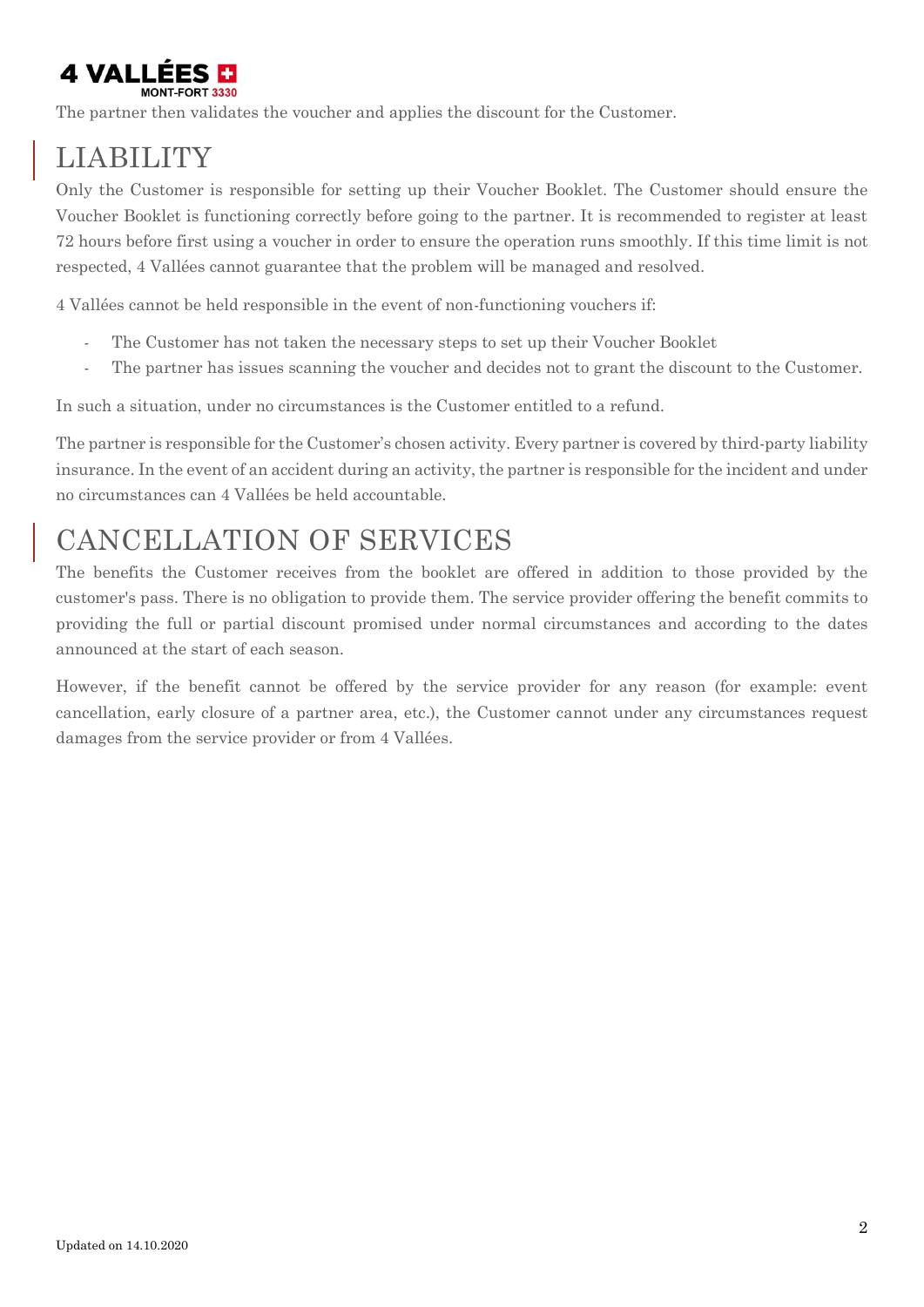The partner then validates the voucher and applies the discount for the Customer.

# LIABILITY

Only the Customer is responsible for setting up their Voucher Booklet. The Customer should ensure the Voucher Booklet is functioning correctly before going to the partner. It is recommended to register at least 72 hours before first using a voucher in order to ensure the operation runs smoothly. If this time limit is not respected, 4 Vallées cannot guarantee that the problem will be managed and resolved.

4 Vallées cannot be held responsible in the event of non-functioning vouchers if:

- The Customer has not taken the necessary steps to set up their Voucher Booklet
- The partner has issues scanning the voucher and decides not to grant the discount to the Customer.

In such a situation, under no circumstances is the Customer entitled to a refund.

The partner is responsible for the Customer's chosen activity. Every partner is covered by third-party liability insurance. In the event of an accident during an activity, the partner is responsible for the incident and under no circumstances can 4 Vallées be held accountable.

# CANCELLATION OF SERVICES

The benefits the Customer receives from the booklet are offered in addition to those provided by the customer's pass. There is no obligation to provide them. The service provider offering the benefit commits to providing the full or partial discount promised under normal circumstances and according to the dates announced at the start of each season.

However, if the benefit cannot be offered by the service provider for any reason (for example: event cancellation, early closure of a partner area, etc.), the Customer cannot under any circumstances request damages from the service provider or from 4 Vallées.

Updated on 14.10.2020